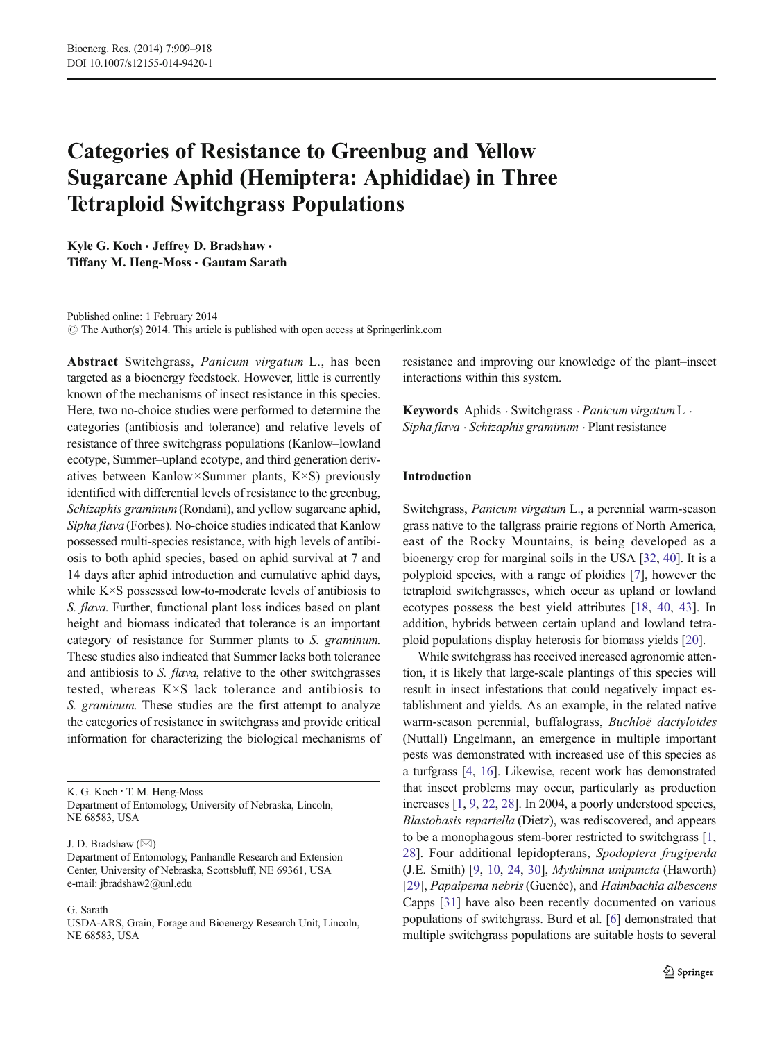DOI 10.1007/s12155-014-9420-1

# Categories of Resistance to Greenbug and Yellow Sugarcane Aphid (Hemiptera: Aphididae) in Three Tetraploid Switchgrass Populations

**Kyle G. Koch · Jeffrey D. Bradshaw · Tiffany M. Heng-Moss · Gautam Sarath**

Published online: 1 February 2014
© The Author(s) 2014. This article is published with open access at Springerlink.com

**Abstract** Switchgrass, *Panicum virgatum* L., has been targeted as a bioenergy feedstock. However, little is currently known of the mechanisms of insect resistance in this species. Here, two no-choice studies were performed to determine the categories (antibiosis and tolerance) and relative levels of resistance of three switchgrass populations (Kanlow–lowland ecotype, Summer–upland ecotype, and third generation derivatives between Kanlow × Summer plants, K×S) previously identified with differential levels of resistance to the greenbug, *Schizaphis graminum* (Rondani), and yellow sugarcane aphid, *Sipha flava* (Forbes). No-choice studies indicated that Kanlow possessed multi-species resistance, with high levels of antibiosis to both aphid species, based on aphid survival at 7 and 14 days after aphid introduction and cumulative aphid days, while K×S possessed low-to-moderate levels of antibiosis to *S. flava*. Further, functional plant loss indices based on plant height and biomass indicated that tolerance is an important category of resistance for Summer plants to *S. graminum*. These studies also indicated that Summer lacks both tolerance and antibiosis to *S. flava*, relative to the other switchgrasses tested, whereas K×S lack tolerance and antibiosis to *S. graminum*. These studies are the first attempt to analyze the categories of resistance in switchgrass and provide critical information for characterizing the biological mechanisms of resistance and improving our knowledge of the plant–insect interactions within this system.

**Keywords** Aphids · Switchgrass · *Panicum virgatum* L · *Sipha flava* · *Schizaphis graminum* · Plant resistance

K. G. Koch · T. M. Heng-Moss
Department of Entomology, University of Nebraska, Lincoln, NE 68583, USA

J. D. Bradshaw (✉)
Department of Entomology, Panhandle Research and Extension Center, University of Nebraska, Scottsbluff, NE 69361, USA
e-mail: jbradshaw2@unl.edu

G. Sarath
USDA-ARS, Grain, Forage and Bioenergy Research Unit, Lincoln, NE 68583, USA

## Introduction

Switchgrass, *Panicum virgatum* L., a perennial warm-season grass native to the tallgrass prairie regions of North America, east of the Rocky Mountains, is being developed as a bioenergy crop for marginal soils in the USA [32, 40]. It is a polyploid species, with a range of ploidies [7], however the tetraploid switchgrasses, which occur as upland or lowland ecotypes possess the best yield attributes [18, 40, 43]. In addition, hybrids between certain upland and lowland tetraploid populations display heterosis for biomass yields [20].

While switchgrass has received increased agronomic attention, it is likely that large-scale plantings of this species will result in insect infestations that could negatively impact establishment and yields. As an example, in the related native warm-season perennial, buffalograss, *Buchloë dactyloides* (Nuttall) Engelmann, an emergence in multiple important pests was demonstrated with increased use of this species as a turfgrass [4, 16]. Likewise, recent work has demonstrated that insect problems may occur, particularly as production increases [1, 9, 22, 28]. In 2004, a poorly understood species, *Blastobasis repartella* (Dietz), was rediscovered, and appears to be a monophagous stem-borer restricted to switchgrass [1, 28]. Four additional lepidopterans, *Spodoptera frugiperda* (J.E. Smith) [9, 10, 24, 30], *Mythimna unipuncta* (Haworth) [29], *Papaipema nebris* (Guenée), and *Haimbachia albescens* Capps [31] have also been recently documented on various populations of switchgrass. Burd et al. [6] demonstrated that multiple switchgrass populations are suitable hosts to several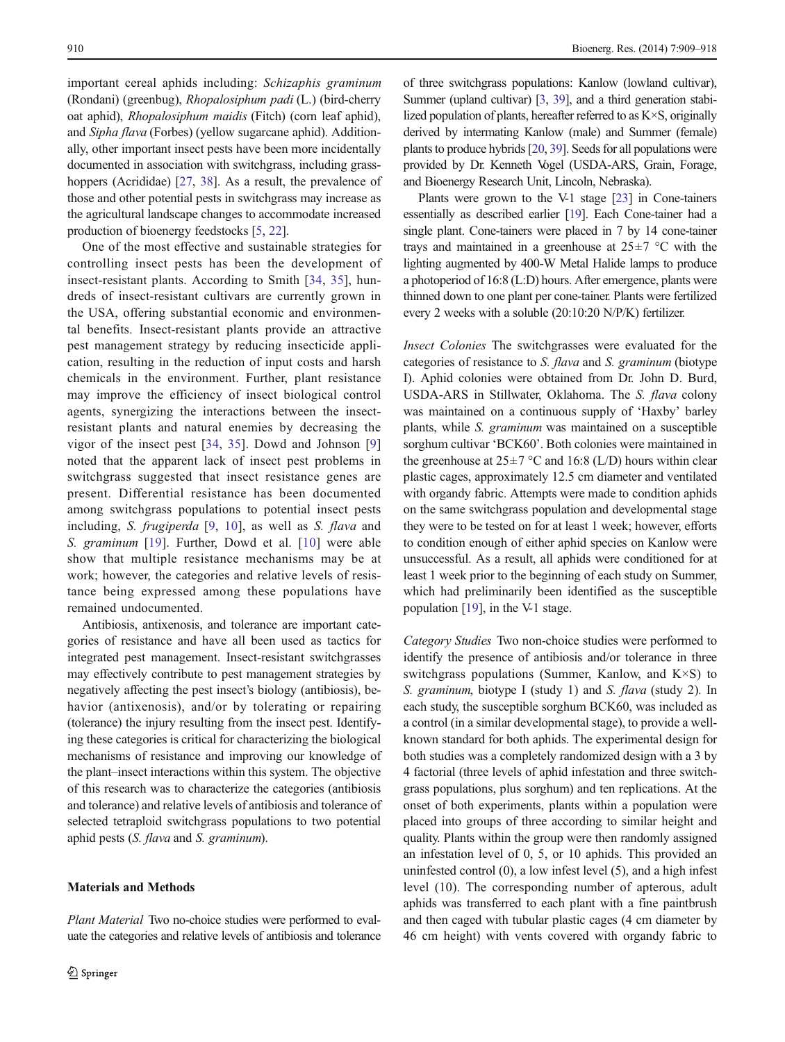important cereal aphids including: *Schizaphis graminum* (Rondani) (greenbug), *Rhopalosiphum padi* (L.) (bird-cherry oat aphid), *Rhopalosiphum maidis* (Fitch) (corn leaf aphid), and *Sipha flava* (Forbes) (yellow sugarcane aphid). Additionally, other important insect pests have been more incidentally documented in association with switchgrass, including grasshoppers (Acrididae) [27, 38]. As a result, the prevalence of those and other potential pests in switchgrass may increase as the agricultural landscape changes to accommodate increased production of bioenergy feedstocks [5, 22].

One of the most effective and sustainable strategies for controlling insect pests has been the development of insect-resistant plants. According to Smith [34, 35], hundreds of insect-resistant cultivars are currently grown in the USA, offering substantial economic and environmental benefits. Insect-resistant plants provide an attractive pest management strategy by reducing insecticide application, resulting in the reduction of input costs and harsh chemicals in the environment. Further, plant resistance may improve the efficiency of insect biological control agents, synergizing the interactions between the insect-resistant plants and natural enemies by decreasing the vigor of the insect pest [34, 35]. Dowd and Johnson [9] noted that the apparent lack of insect pest problems in switchgrass suggested that insect resistance genes are present. Differential resistance has been documented among switchgrass populations to potential insect pests including, *S. frugiperda* [9, 10], as well as *S. flava* and *S. graminum* [19]. Further, Dowd et al. [10] were able show that multiple resistance mechanisms may be at work; however, the categories and relative levels of resistance being expressed among these populations have remained undocumented.

Antibiosis, antixenosis, and tolerance are important categories of resistance and have all been used as tactics for integrated pest management. Insect-resistant switchgrasses may effectively contribute to pest management strategies by negatively affecting the pest insect's biology (antibiosis), behavior (antixenosis), and/or by tolerating or repairing (tolerance) the injury resulting from the insect pest. Identifying these categories is critical for characterizing the biological mechanisms of resistance and improving our knowledge of the plant–insect interactions within this system. The objective of this research was to characterize the categories (antibiosis and tolerance) and relative levels of antibiosis and tolerance of selected tetraploid switchgrass populations to two potential aphid pests (*S. flava* and *S. graminum*).

## Materials and Methods

*Plant Material* Two no-choice studies were performed to evaluate the categories and relative levels of antibiosis and tolerance of three switchgrass populations: Kanlow (lowland cultivar), Summer (upland cultivar) [3, 39], and a third generation stabilized population of plants, hereafter referred to as K×S, originally derived by intermating Kanlow (male) and Summer (female) plants to produce hybrids [20, 39]. Seeds for all populations were provided by Dr. Kenneth Vogel (USDA-ARS, Grain, Forage, and Bioenergy Research Unit, Lincoln, Nebraska).

Plants were grown to the V-1 stage [23] in Cone-tainers essentially as described earlier [19]. Each Cone-tainer had a single plant. Cone-tainers were placed in 7 by 14 cone-tainer trays and maintained in a greenhouse at 25±7 °C with the lighting augmented by 400-W Metal Halide lamps to produce a photoperiod of 16:8 (L:D) hours. After emergence, plants were thinned down to one plant per cone-tainer. Plants were fertilized every 2 weeks with a soluble (20:10:20 N/P/K) fertilizer.

*Insect Colonies* The switchgrasses were evaluated for the categories of resistance to *S. flava* and *S. graminum* (biotype I). Aphid colonies were obtained from Dr. John D. Burd, USDA-ARS in Stillwater, Oklahoma. The *S. flava* colony was maintained on a continuous supply of 'Haxby' barley plants, while *S. graminum* was maintained on a susceptible sorghum cultivar 'BCK60'. Both colonies were maintained in the greenhouse at 25±7 °C and 16:8 (L/D) hours within clear plastic cages, approximately 12.5 cm diameter and ventilated with organdy fabric. Attempts were made to condition aphids on the same switchgrass population and developmental stage they were to be tested on for at least 1 week; however, efforts to condition enough of either aphid species on Kanlow were unsuccessful. As a result, all aphids were conditioned for at least 1 week prior to the beginning of each study on Summer, which had preliminarily been identified as the susceptible population [19], in the V-1 stage.

*Category Studies* Two non-choice studies were performed to identify the presence of antibiosis and/or tolerance in three switchgrass populations (Summer, Kanlow, and K×S) to *S. graminum*, biotype I (study 1) and *S. flava* (study 2). In each study, the susceptible sorghum BCK60, was included as a control (in a similar developmental stage), to provide a well-known standard for both aphids. The experimental design for both studies was a completely randomized design with a 3 by 4 factorial (three levels of aphid infestation and three switchgrass populations, plus sorghum) and ten replications. At the onset of both experiments, plants within a population were placed into groups of three according to similar height and quality. Plants within the group were then randomly assigned an infestation level of 0, 5, or 10 aphids. This provided an uninfested control (0), a low infest level (5), and a high infest level (10). The corresponding number of apterous, adult aphids was transferred to each plant with a fine paintbrush and then caged with tubular plastic cages (4 cm diameter by 46 cm height) with vents covered with organdy fabric to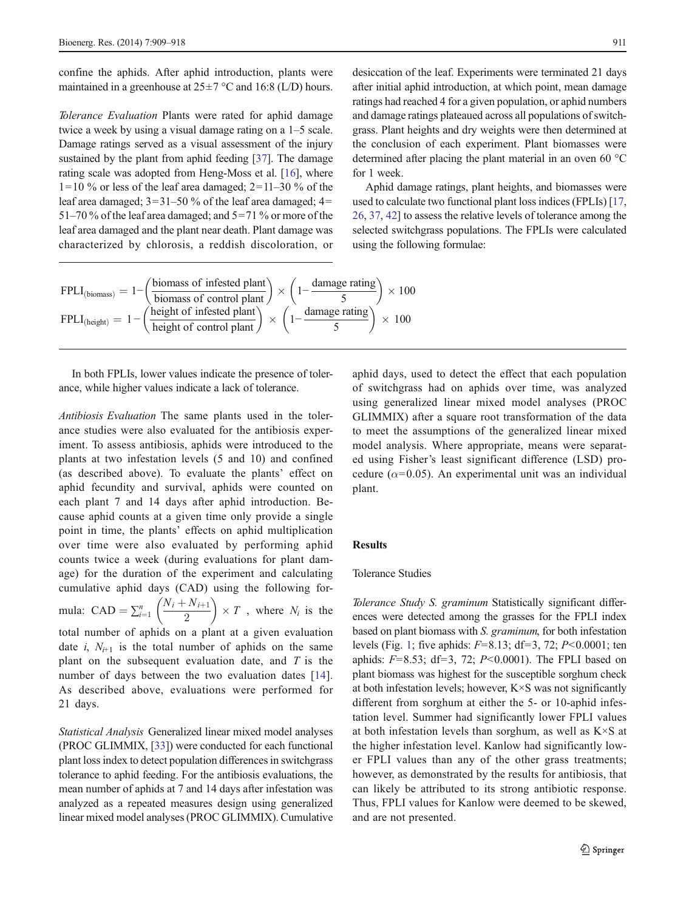confine the aphids. After aphid introduction, plants were maintained in a greenhouse at 25±7 °C and 16:8 (L/D) hours.

*Tolerance Evaluation* Plants were rated for aphid damage twice a week by using a visual damage rating on a 1–5 scale. Damage ratings served as a visual assessment of the injury sustained by the plant from aphid feeding [37]. The damage rating scale was adopted from Heng-Moss et al. [16], where 1=10 % or less of the leaf area damaged; 2=11–30 % of the leaf area damaged; 3=31–50 % of the leaf area damaged; 4=51–70 % of the leaf area damaged; and 5=71 % or more of the leaf area damaged and the plant near death. Plant damage was characterized by chlorosis, a reddish discoloration, or desiccation of the leaf. Experiments were terminated 21 days after initial aphid introduction, at which point, mean damage ratings had reached 4 for a given population, or aphid numbers and damage ratings plateaued across all populations of switchgrass. Plant heights and dry weights were then determined at the conclusion of each experiment. Plant biomasses were determined after placing the plant material in an oven 60 °C for 1 week.

Aphid damage ratings, plant heights, and biomasses were used to calculate two functional plant loss indices (FPLIs) [17, 26, 37, 42] to assess the relative levels of tolerance among the selected switchgrass populations. The FPLIs were calculated using the following formulae:

$$\mathrm{FPLI}_{(\mathrm{biomass})} = 1-\left(\frac{\text{biomass of infested plant}}{\text{biomass of control plant}}\right) \times \left(1-\frac{\text{damage rating}}{5}\right) \times 100$$

$$\mathrm{FPLI}_{(\mathrm{height})} = 1-\left(\frac{\text{height of infested plant}}{\text{height of control plant}}\right) \times \left(1-\frac{\text{damage rating}}{5}\right) \times 100$$

In both FPLIs, lower values indicate the presence of tolerance, while higher values indicate a lack of tolerance.

*Antibiosis Evaluation* The same plants used in the tolerance studies were also evaluated for the antibiosis experiment. To assess antibiosis, aphids were introduced to the plants at two infestation levels (5 and 10) and confined (as described above). To evaluate the plants' effect on aphid fecundity and survival, aphids were counted on each plant 7 and 14 days after aphid introduction. Because aphid counts at a given time only provide a single point in time, the plants' effects on aphid multiplication over time were also evaluated by performing aphid counts twice a week (during evaluations for plant damage) for the duration of the experiment and calculating cumulative aphid days (CAD) using the following formula: $\mathrm{CAD} = \sum_{i=1}^{n}\left(\frac{N_i + N_{i+1}}{2}\right) \times T$, where $N_i$ is the total number of aphids on a plant at a given evaluation date $i$, $N_{i+1}$ is the total number of aphids on the same plant on the subsequent evaluation date, and $T$ is the number of days between the two evaluation dates [14]. As described above, evaluations were performed for 21 days.

*Statistical Analysis* Generalized linear mixed model analyses (PROC GLIMMIX, [33]) were conducted for each functional plant loss index to detect population differences in switchgrass tolerance to aphid feeding. For the antibiosis evaluations, the mean number of aphids at 7 and 14 days after infestation was analyzed as a repeated measures design using generalized linear mixed model analyses (PROC GLIMMIX). Cumulative aphid days, used to detect the effect that each population of switchgrass had on aphids over time, was analyzed using generalized linear mixed model analyses (PROC GLIMMIX) after a square root transformation of the data to meet the assumptions of the generalized linear mixed model analysis. Where appropriate, means were separated using Fisher's least significant difference (LSD) procedure ($\alpha$=0.05). An experimental unit was an individual plant.

## Results

### Tolerance Studies

*Tolerance Study S. graminum* Statistically significant differences were detected among the grasses for the FPLI index based on plant biomass with *S. graminum*, for both infestation levels (Fig. 1; five aphids: $F$=8.13; df=3, 72; $P$<0.0001; ten aphids: $F$=8.53; df=3, 72; $P$<0.0001). The FPLI based on plant biomass was highest for the susceptible sorghum check at both infestation levels; however, K×S was not significantly different from sorghum at either the 5- or 10-aphid infestation level. Summer had significantly lower FPLI values at both infestation levels than sorghum, as well as K×S at the higher infestation level. Kanlow had significantly lower FPLI values than any of the other grass treatments; however, as demonstrated by the results for antibiosis, that can likely be attributed to its strong antibiotic response. Thus, FPLI values for Kanlow were deemed to be skewed, and are not presented.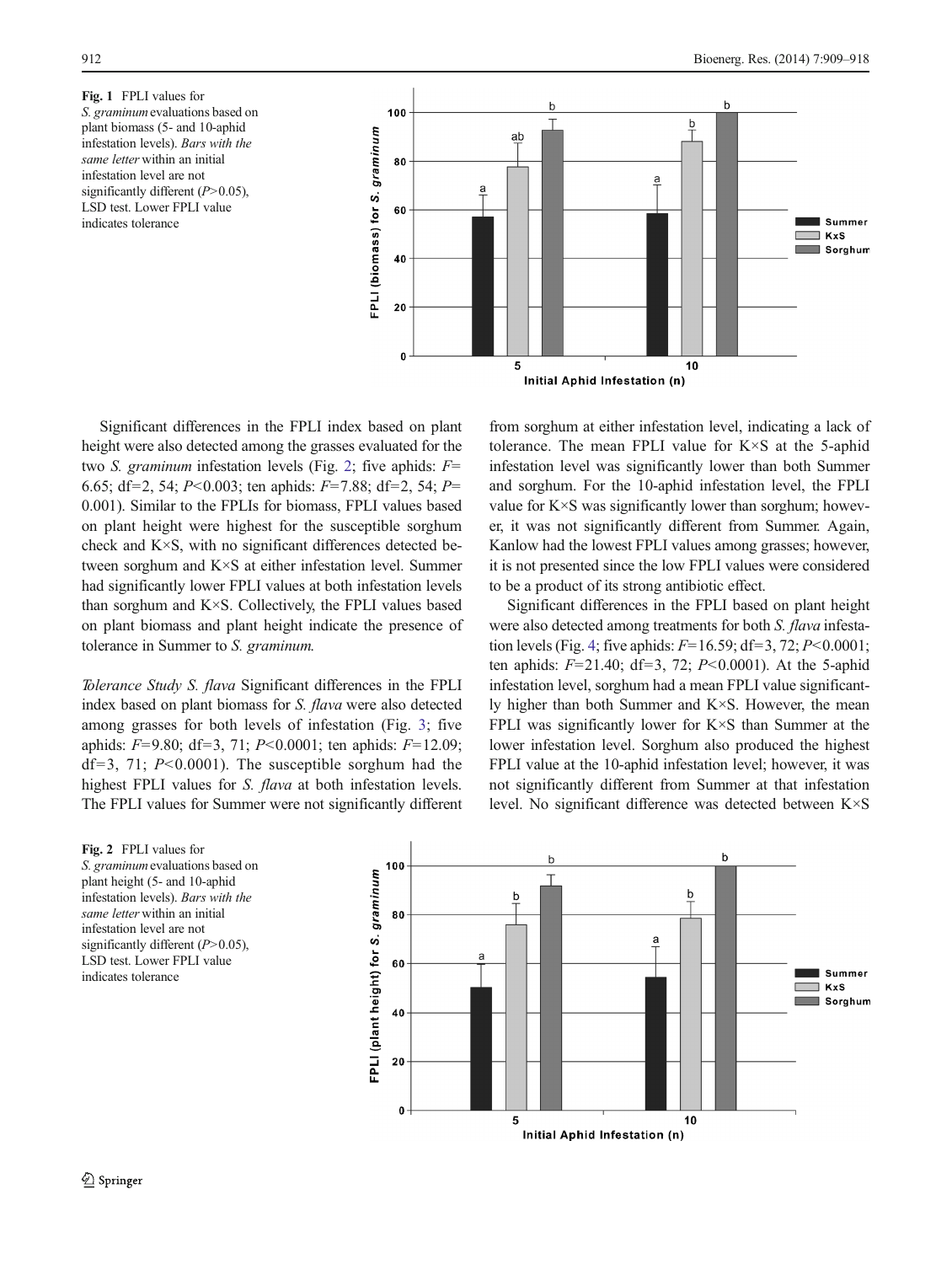Fig. 1 FPLI values for *S. graminum* evaluations based on plant biomass (5- and 10-aphid infestation levels). *Bars with the same letter* within an initial infestation level are not significantly different ($P>0.05$), LSD test. Lower FPLI value indicates tolerance

Significant differences in the FPLI index based on plant height were also detected among the grasses evaluated for the two *S. graminum* infestation levels (Fig. 2; five aphids: $F=6.65$; df=2, 54; $P<0.003$; ten aphids: $F=7.88$; df=2, 54; $P=0.001$). Similar to the FPLIs for biomass, FPLI values based on plant height were highest for the susceptible sorghum check and K×S, with no significant differences detected between sorghum and K×S at either infestation level. Summer had significantly lower FPLI values at both infestation levels than sorghum and K×S. Collectively, the FPLI values based on plant biomass and plant height indicate the presence of tolerance in Summer to *S. graminum*.

*Tolerance Study S. flava* Significant differences in the FPLI index based on plant biomass for *S. flava* were also detected among grasses for both levels of infestation (Fig. 3; five aphids: $F=9.80$; df=3, 71; $P<0.0001$; ten aphids: $F=12.09$; df=3, 71; $P<0.0001$). The susceptible sorghum had the highest FPLI values for *S. flava* at both infestation levels. The FPLI values for Summer were not significantly different from sorghum at either infestation level, indicating a lack of tolerance. The mean FPLI value for K×S at the 5-aphid infestation level was significantly lower than both Summer and sorghum. For the 10-aphid infestation level, the FPLI value for K×S was significantly lower than sorghum; however, it was not significantly different from Summer. Again, Kanlow had the lowest FPLI values among grasses; however, it is not presented since the low FPLI values were considered to be a product of its strong antibiotic effect.

Significant differences in the FPLI based on plant height were also detected among treatments for both *S. flava* infestation levels (Fig. 4; five aphids: $F=16.59$; df=3, 72; $P<0.0001$; ten aphids: $F=21.40$; df=3, 72; $P<0.0001$). At the 5-aphid infestation level, sorghum had a mean FPLI value significantly higher than both Summer and K×S. However, the mean FPLI was significantly lower for K×S than Summer at the lower infestation level. Sorghum also produced the highest FPLI value at the 10-aphid infestation level; however, it was not significantly different from Summer at that infestation level. No significant difference was detected between K×S

Fig. 2 FPLI values for *S. graminum* evaluations based on plant height (5- and 10-aphid infestation levels). *Bars with the same letter* within an initial infestation level are not significantly different ($P>0.05$), LSD test. Lower FPLI value indicates tolerance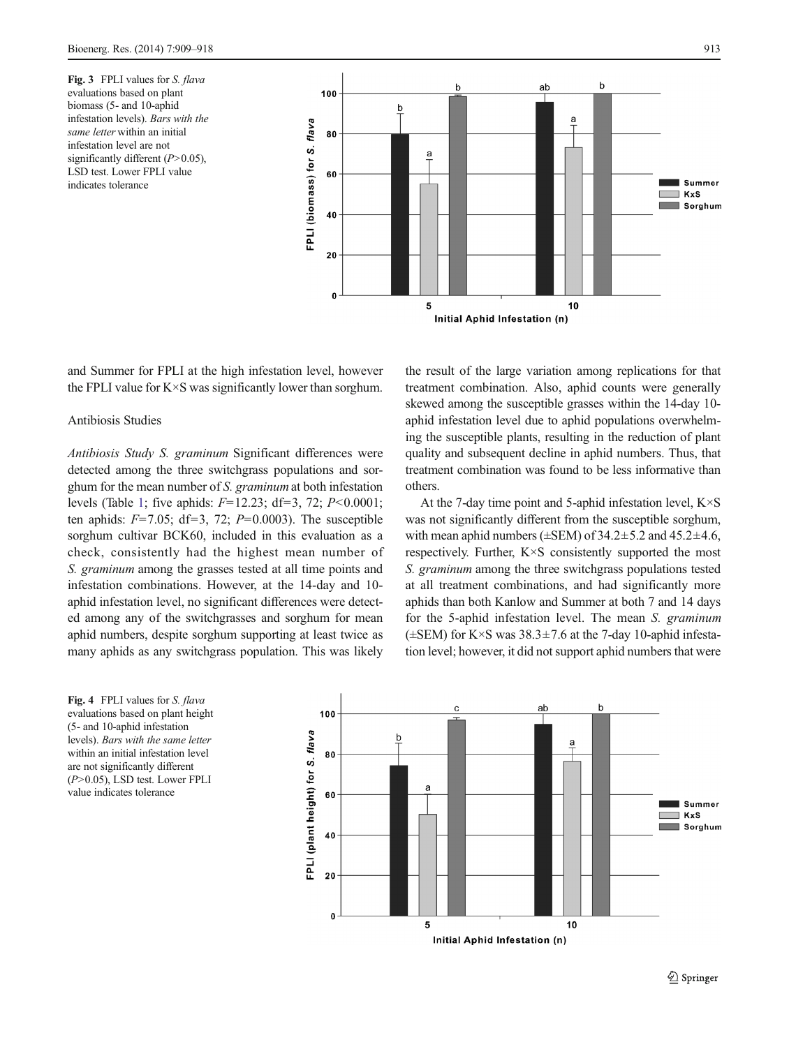**Fig. 3** FPLI values for *S. flava* evaluations based on plant biomass (5- and 10-aphid infestation levels). *Bars with the same letter* within an initial infestation level are not significantly different ($P>0.05$), LSD test. Lower FPLI value indicates tolerance

and Summer for FPLI at the high infestation level, however the FPLI value for K×S was significantly lower than sorghum.

## Antibiosis Studies

*Antibiosis Study S. graminum* Significant differences were detected among the three switchgrass populations and sorghum for the mean number of *S. graminum* at both infestation levels (Table 1; five aphids: $F=12.23$; df=3, 72; $P<0.0001$; ten aphids: $F=7.05$; df=3, 72; $P=0.0003$). The susceptible sorghum cultivar BCK60, included in this evaluation as a check, consistently had the highest mean number of *S. graminum* among the grasses tested at all time points and infestation combinations. However, at the 14-day and 10-aphid infestation level, no significant differences were detected among any of the switchgrasses and sorghum for mean aphid numbers, despite sorghum supporting at least twice as many aphids as any switchgrass population. This was likely the result of the large variation among replications for that treatment combination. Also, aphid counts were generally skewed among the susceptible grasses within the 14-day 10-aphid infestation level due to aphid populations overwhelming the susceptible plants, resulting in the reduction of plant quality and subsequent decline in aphid numbers. Thus, that treatment combination was found to be less informative than others.

At the 7-day time point and 5-aphid infestation level, K×S was not significantly different from the susceptible sorghum, with mean aphid numbers (±SEM) of 34.2±5.2 and 45.2±4.6, respectively. Further, K×S consistently supported the most *S. graminum* among the three switchgrass populations tested at all treatment combinations, and had significantly more aphids than both Kanlow and Summer at both 7 and 14 days for the 5-aphid infestation level. The mean *S. graminum* (±SEM) for K×S was 38.3±7.6 at the 7-day 10-aphid infestation level; however, it did not support aphid numbers that were

**Fig. 4** FPLI values for *S. flava* evaluations based on plant height (5- and 10-aphid infestation levels). *Bars with the same letter* within an initial infestation level are not significantly different ($P>0.05$), LSD test. Lower FPLI value indicates tolerance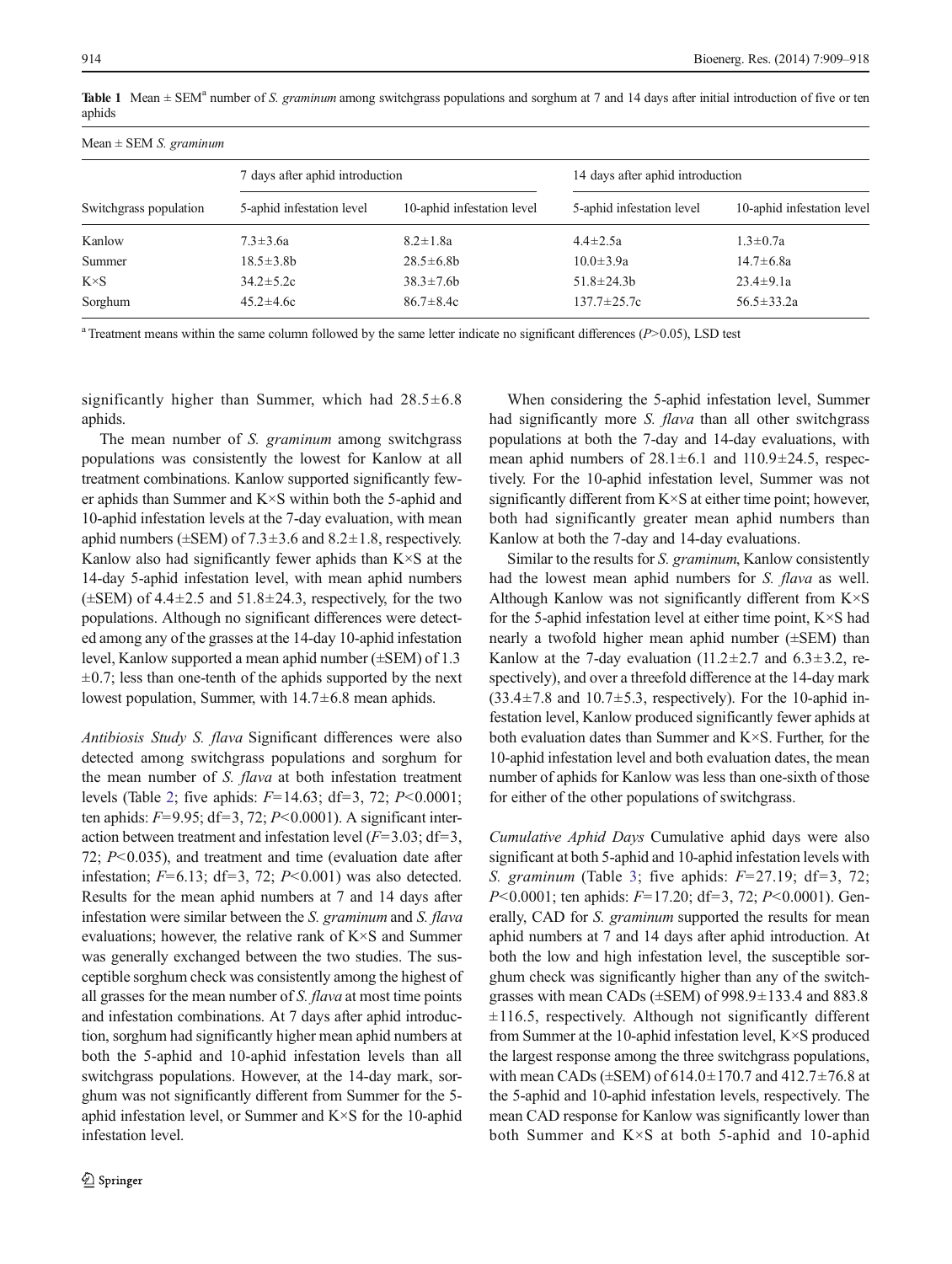**Table 1** Mean ± SEM[a] number of *S. graminum* among switchgrass populations and sorghum at 7 and 14 days after initial introduction of five or ten aphids

| Mean ± SEM *S. graminum* | | | | |
|---|---|---|---|---|
| | 7 days after aphid introduction | | 14 days after aphid introduction | |
| Switchgrass population | 5-aphid infestation level | 10-aphid infestation level | 5-aphid infestation level | 10-aphid infestation level |
| Kanlow | 7.3±3.6a | 8.2±1.8a | 4.4±2.5a | 1.3±0.7a |
| Summer | 18.5±3.8b | 28.5±6.8b | 10.0±3.9a | 14.7±6.8a |
| K×S | 34.2±5.2c | 38.3±7.6b | 51.8±24.3b | 23.4±9.1a |
| Sorghum | 45.2±4.6c | 86.7±8.4c | 137.7±25.7c | 56.5±33.2a |

[a] Treatment means within the same column followed by the same letter indicate no significant differences ($P$>0.05), LSD test

significantly higher than Summer, which had 28.5±6.8 aphids.

The mean number of *S. graminum* among switchgrass populations was consistently the lowest for Kanlow at all treatment combinations. Kanlow supported significantly fewer aphids than Summer and K×S within both the 5-aphid and 10-aphid infestation levels at the 7-day evaluation, with mean aphid numbers (±SEM) of 7.3±3.6 and 8.2±1.8, respectively. Kanlow also had significantly fewer aphids than K×S at the 14-day 5-aphid infestation level, with mean aphid numbers (±SEM) of 4.4±2.5 and 51.8±24.3, respectively, for the two populations. Although no significant differences were detected among any of the grasses at the 14-day 10-aphid infestation level, Kanlow supported a mean aphid number (±SEM) of 1.3 ±0.7; less than one-tenth of the aphids supported by the next lowest population, Summer, with 14.7±6.8 mean aphids.

*Antibiosis Study S. flava* Significant differences were also detected among switchgrass populations and sorghum for the mean number of *S. flava* at both infestation treatment levels (Table 2; five aphids: $F$=14.63; df=3, 72; $P$<0.0001; ten aphids: $F$=9.95; df=3, 72; $P$<0.0001). A significant interaction between treatment and infestation level ($F$=3.03; df=3, 72; $P$<0.035), and treatment and time (evaluation date after infestation; $F$=6.13; df=3, 72; $P$<0.001) was also detected. Results for the mean aphid numbers at 7 and 14 days after infestation were similar between the *S. graminum* and *S. flava* evaluations; however, the relative rank of K×S and Summer was generally exchanged between the two studies. The susceptible sorghum check was consistently among the highest of all grasses for the mean number of *S. flava* at most time points and infestation combinations. At 7 days after aphid introduction, sorghum had significantly higher mean aphid numbers at both the 5-aphid and 10-aphid infestation levels than all switchgrass populations. However, at the 14-day mark, sorghum was not significantly different from Summer for the 5-aphid infestation level, or Summer and K×S for the 10-aphid infestation level.

When considering the 5-aphid infestation level, Summer had significantly more *S. flava* than all other switchgrass populations at both the 7-day and 14-day evaluations, with mean aphid numbers of 28.1±6.1 and 110.9±24.5, respectively. For the 10-aphid infestation level, Summer was not significantly different from K×S at either time point; however, both had significantly greater mean aphid numbers than Kanlow at both the 7-day and 14-day evaluations.

Similar to the results for *S. graminum*, Kanlow consistently had the lowest mean aphid numbers for *S. flava* as well. Although Kanlow was not significantly different from K×S for the 5-aphid infestation level at either time point, K×S had nearly a twofold higher mean aphid number (±SEM) than Kanlow at the 7-day evaluation (11.2±2.7 and 6.3±3.2, respectively), and over a threefold difference at the 14-day mark (33.4±7.8 and 10.7±5.3, respectively). For the 10-aphid infestation level, Kanlow produced significantly fewer aphids at both evaluation dates than Summer and K×S. Further, for the 10-aphid infestation level and both evaluation dates, the mean number of aphids for Kanlow was less than one-sixth of those for either of the other populations of switchgrass.

*Cumulative Aphid Days* Cumulative aphid days were also significant at both 5-aphid and 10-aphid infestation levels with *S. graminum* (Table 3; five aphids: $F$=27.19; df=3, 72; $P$<0.0001; ten aphids: $F$=17.20; df=3, 72; $P$<0.0001). Generally, CAD for *S. graminum* supported the results for mean aphid numbers at 7 and 14 days after aphid introduction. At both the low and high infestation level, the susceptible sorghum check was significantly higher than any of the switchgrasses with mean CADs (±SEM) of 998.9±133.4 and 883.8 ±116.5, respectively. Although not significantly different from Summer at the 10-aphid infestation level, K×S produced the largest response among the three switchgrass populations, with mean CADs (±SEM) of 614.0±170.7 and 412.7±76.8 at the 5-aphid and 10-aphid infestation levels, respectively. The mean CAD response for Kanlow was significantly lower than both Summer and K×S at both 5-aphid and 10-aphid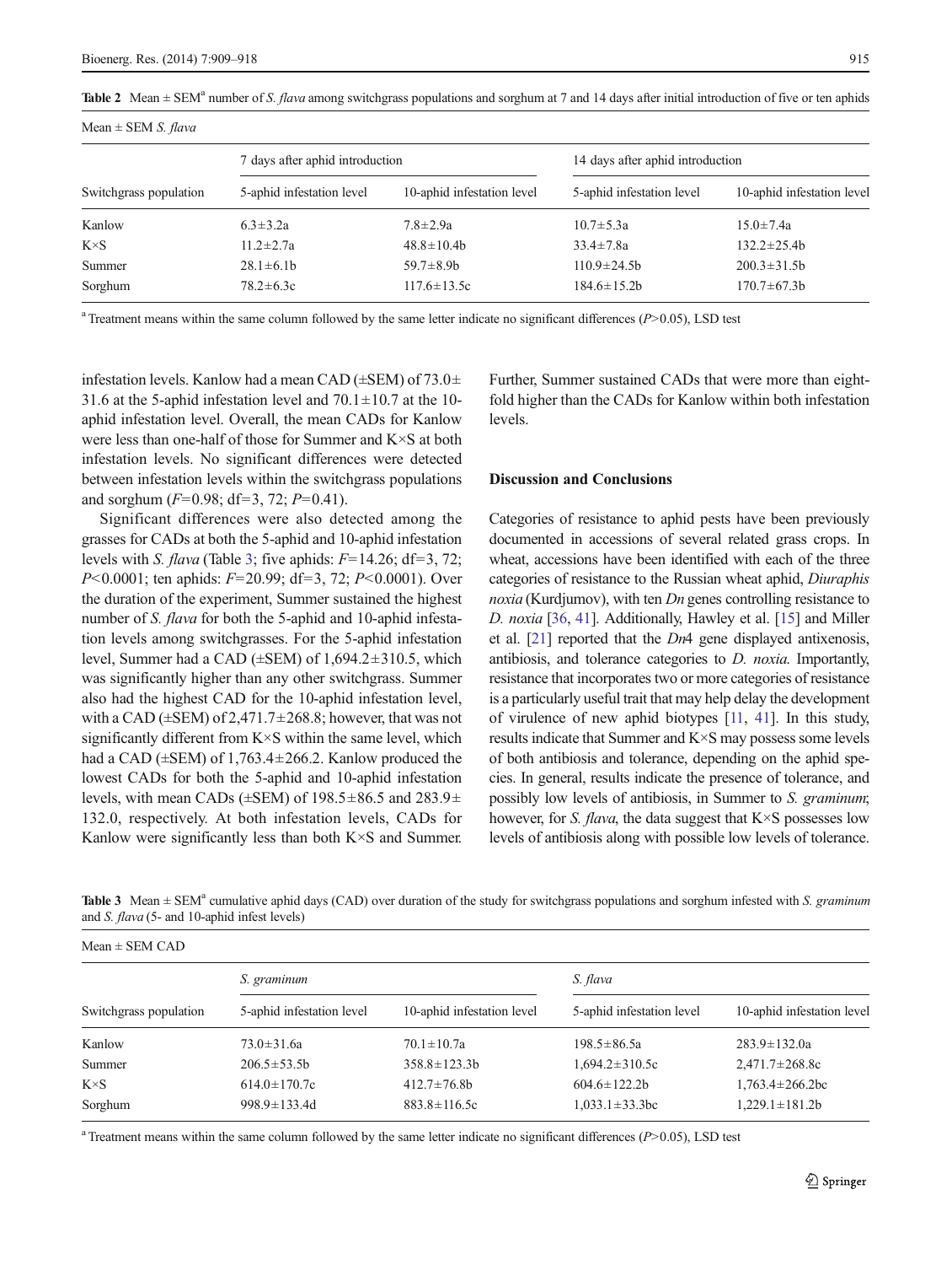**Table 2** Mean ± SEM[a] number of *S. flava* among switchgrass populations and sorghum at 7 and 14 days after initial introduction of five or ten aphids

| Mean ± SEM *S. flava* | | | | |
|---|---|---|---|---|
| | 7 days after aphid introduction | | 14 days after aphid introduction | |
| Switchgrass population | 5-aphid infestation level | 10-aphid infestation level | 5-aphid infestation level | 10-aphid infestation level |
| Kanlow | 6.3±3.2a | 7.8±2.9a | 10.7±5.3a | 15.0±7.4a |
| K×S | 11.2±2.7a | 48.8±10.4b | 33.4±7.8a | 132.2±25.4b |
| Summer | 28.1±6.1b | 59.7±8.9b | 110.9±24.5b | 200.3±31.5b |
| Sorghum | 78.2±6.3c | 117.6±13.5c | 184.6±15.2b | 170.7±67.3b |

[a] Treatment means within the same column followed by the same letter indicate no significant differences ($P$>0.05), LSD test

infestation levels. Kanlow had a mean CAD (±SEM) of 73.0±31.6 at the 5-aphid infestation level and 70.1±10.7 at the 10-aphid infestation level. Overall, the mean CADs for Kanlow were less than one-half of those for Summer and K×S at both infestation levels. No significant differences were detected between infestation levels within the switchgrass populations and sorghum ($F$=0.98; df=3, 72; $P$=0.41).

Significant differences were also detected among the grasses for CADs at both the 5-aphid and 10-aphid infestation levels with *S. flava* (Table 3; five aphids: $F$=14.26; df=3, 72; $P$<0.0001; ten aphids: $F$=20.99; df=3, 72; $P$<0.0001). Over the duration of the experiment, Summer sustained the highest number of *S. flava* for both the 5-aphid and 10-aphid infestation levels among switchgrasses. For the 5-aphid infestation level, Summer had a CAD (±SEM) of 1,694.2±310.5, which was significantly higher than any other switchgrass. Summer also had the highest CAD for the 10-aphid infestation level, with a CAD (±SEM) of 2,471.7±268.8; however, that was not significantly different from K×S within the same level, which had a CAD (±SEM) of 1,763.4±266.2. Kanlow produced the lowest CADs for both the 5-aphid and 10-aphid infestation levels, with mean CADs (±SEM) of 198.5±86.5 and 283.9±132.0, respectively. At both infestation levels, CADs for Kanlow were significantly less than both K×S and Summer. Further, Summer sustained CADs that were more than eight-fold higher than the CADs for Kanlow within both infestation levels.

## Discussion and Conclusions

Categories of resistance to aphid pests have been previously documented in accessions of several related grass crops. In wheat, accessions have been identified with each of the three categories of resistance to the Russian wheat aphid, *Diuraphis noxia* (Kurdjumov), with ten *Dn* genes controlling resistance to *D. noxia* [36, 41]. Additionally, Hawley et al. [15] and Miller et al. [21] reported that the *Dn*4 gene displayed antixenosis, antibiosis, and tolerance categories to *D. noxia*. Importantly, resistance that incorporates two or more categories of resistance is a particularly useful trait that may help delay the development of virulence of new aphid biotypes [11, 41]. In this study, results indicate that Summer and K×S may possess some levels of both antibiosis and tolerance, depending on the aphid species. In general, results indicate the presence of tolerance, and possibly low levels of antibiosis, in Summer to *S. graminum*; however, for *S. flava*, the data suggest that K×S possesses low levels of antibiosis along with possible low levels of tolerance.

**Table 3** Mean ± SEM[a] cumulative aphid days (CAD) over duration of the study for switchgrass populations and sorghum infested with *S. graminum* and *S. flava* (5- and 10-aphid infest levels)

| Mean ± SEM CAD | | | | |
|---|---|---|---|---|
| | *S. graminum* | | *S. flava* | |
| Switchgrass population | 5-aphid infestation level | 10-aphid infestation level | 5-aphid infestation level | 10-aphid infestation level |
| Kanlow | 73.0±31.6a | 70.1±10.7a | 198.5±86.5a | 283.9±132.0a |
| Summer | 206.5±53.5b | 358.8±123.3b | 1,694.2±310.5c | 2,471.7±268.8c |
| K×S | 614.0±170.7c | 412.7±76.8b | 604.6±122.2b | 1,763.4±266.2bc |
| Sorghum | 998.9±133.4d | 883.8±116.5c | 1,033.1±33.3bc | 1,229.1±181.2b |

[a] Treatment means within the same column followed by the same letter indicate no significant differences ($P$>0.05), LSD test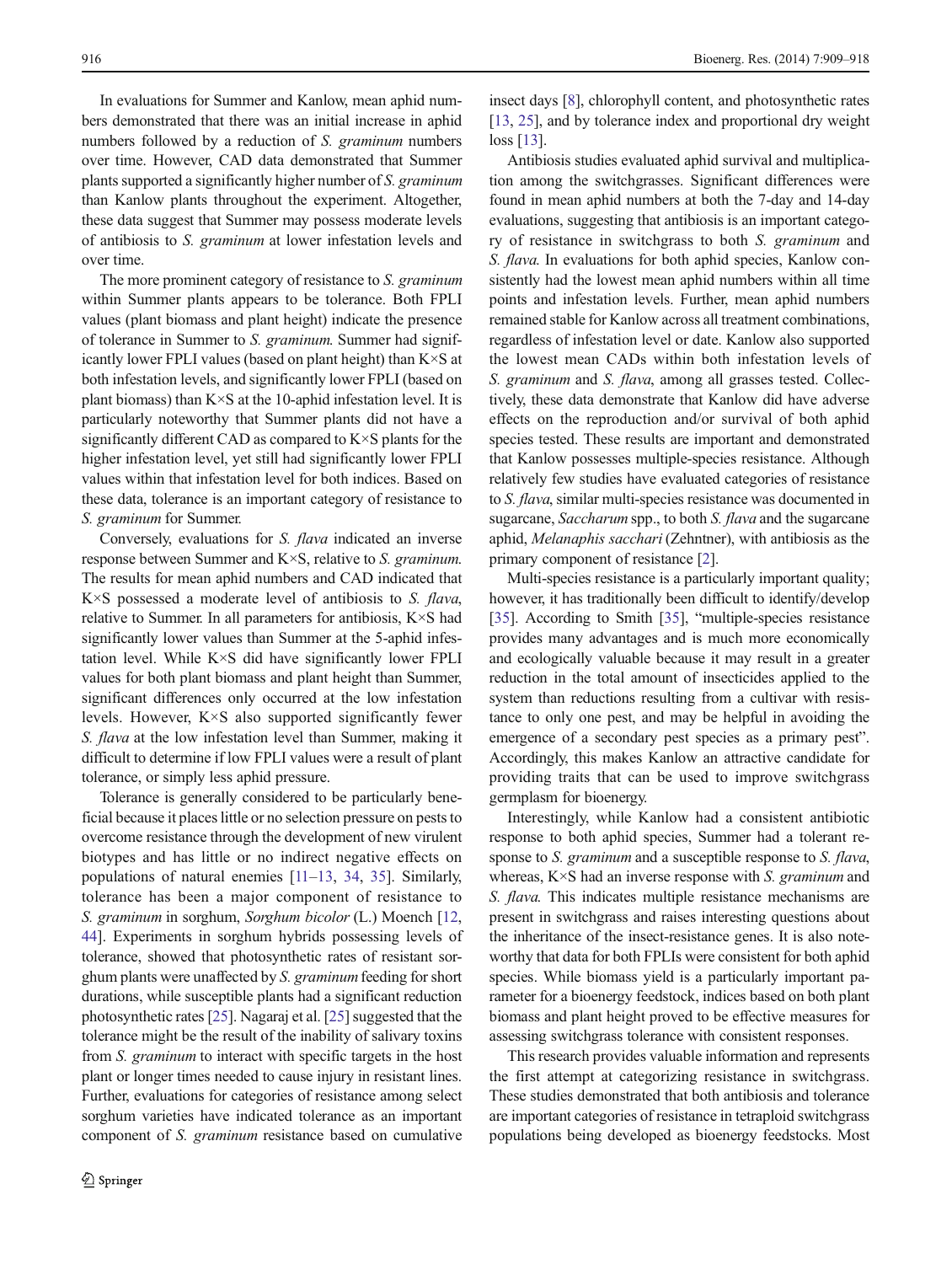In evaluations for Summer and Kanlow, mean aphid numbers demonstrated that there was an initial increase in aphid numbers followed by a reduction of *S. graminum* numbers over time. However, CAD data demonstrated that Summer plants supported a significantly higher number of *S. graminum* than Kanlow plants throughout the experiment. Altogether, these data suggest that Summer may possess moderate levels of antibiosis to *S. graminum* at lower infestation levels and over time.

The more prominent category of resistance to *S. graminum* within Summer plants appears to be tolerance. Both FPLI values (plant biomass and plant height) indicate the presence of tolerance in Summer to *S. graminum*. Summer had significantly lower FPLI values (based on plant height) than K×S at both infestation levels, and significantly lower FPLI (based on plant biomass) than K×S at the 10-aphid infestation level. It is particularly noteworthy that Summer plants did not have a significantly different CAD as compared to K×S plants for the higher infestation level, yet still had significantly lower FPLI values within that infestation level for both indices. Based on these data, tolerance is an important category of resistance to *S. graminum* for Summer.

Conversely, evaluations for *S. flava* indicated an inverse response between Summer and K×S, relative to *S. graminum*. The results for mean aphid numbers and CAD indicated that K×S possessed a moderate level of antibiosis to *S. flava*, relative to Summer. In all parameters for antibiosis, K×S had significantly lower values than Summer at the 5-aphid infestation level. While K×S did have significantly lower FPLI values for both plant biomass and plant height than Summer, significant differences only occurred at the low infestation levels. However, K×S also supported significantly fewer *S. flava* at the low infestation level than Summer, making it difficult to determine if low FPLI values were a result of plant tolerance, or simply less aphid pressure.

Tolerance is generally considered to be particularly beneficial because it places little or no selection pressure on pests to overcome resistance through the development of new virulent biotypes and has little or no indirect negative effects on populations of natural enemies [11–13, 34, 35]. Similarly, tolerance has been a major component of resistance to *S. graminum* in sorghum, *Sorghum bicolor* (L.) Moench [12, 44]. Experiments in sorghum hybrids possessing levels of tolerance, showed that photosynthetic rates of resistant sorghum plants were unaffected by *S. graminum* feeding for short durations, while susceptible plants had a significant reduction photosynthetic rates [25]. Nagaraj et al. [25] suggested that the tolerance might be the result of the inability of salivary toxins from *S. graminum* to interact with specific targets in the host plant or longer times needed to cause injury in resistant lines. Further, evaluations for categories of resistance among select sorghum varieties have indicated tolerance as an important component of *S. graminum* resistance based on cumulative insect days [8], chlorophyll content, and photosynthetic rates [13, 25], and by tolerance index and proportional dry weight loss [13].

Antibiosis studies evaluated aphid survival and multiplication among the switchgrasses. Significant differences were found in mean aphid numbers at both the 7-day and 14-day evaluations, suggesting that antibiosis is an important category of resistance in switchgrass to both *S. graminum* and *S. flava*. In evaluations for both aphid species, Kanlow consistently had the lowest mean aphid numbers within all time points and infestation levels. Further, mean aphid numbers remained stable for Kanlow across all treatment combinations, regardless of infestation level or date. Kanlow also supported the lowest mean CADs within both infestation levels of *S. graminum* and *S. flava*, among all grasses tested. Collectively, these data demonstrate that Kanlow did have adverse effects on the reproduction and/or survival of both aphid species tested. These results are important and demonstrated that Kanlow possesses multiple-species resistance. Although relatively few studies have evaluated categories of resistance to *S. flava*, similar multi-species resistance was documented in sugarcane, *Saccharum* spp., to both *S. flava* and the sugarcane aphid, *Melanaphis sacchari* (Zehntner), with antibiosis as the primary component of resistance [2].

Multi-species resistance is a particularly important quality; however, it has traditionally been difficult to identify/develop [35]. According to Smith [35], "multiple-species resistance provides many advantages and is much more economically and ecologically valuable because it may result in a greater reduction in the total amount of insecticides applied to the system than reductions resulting from a cultivar with resistance to only one pest, and may be helpful in avoiding the emergence of a secondary pest species as a primary pest". Accordingly, this makes Kanlow an attractive candidate for providing traits that can be used to improve switchgrass germplasm for bioenergy.

Interestingly, while Kanlow had a consistent antibiotic response to both aphid species, Summer had a tolerant response to *S. graminum* and a susceptible response to *S. flava*, whereas, K×S had an inverse response with *S. graminum* and *S. flava*. This indicates multiple resistance mechanisms are present in switchgrass and raises interesting questions about the inheritance of the insect-resistance genes. It is also noteworthy that data for both FPLIs were consistent for both aphid species. While biomass yield is a particularly important parameter for a bioenergy feedstock, indices based on both plant biomass and plant height proved to be effective measures for assessing switchgrass tolerance with consistent responses.

This research provides valuable information and represents the first attempt at categorizing resistance in switchgrass. These studies demonstrated that both antibiosis and tolerance are important categories of resistance in tetraploid switchgrass populations being developed as bioenergy feedstocks. Most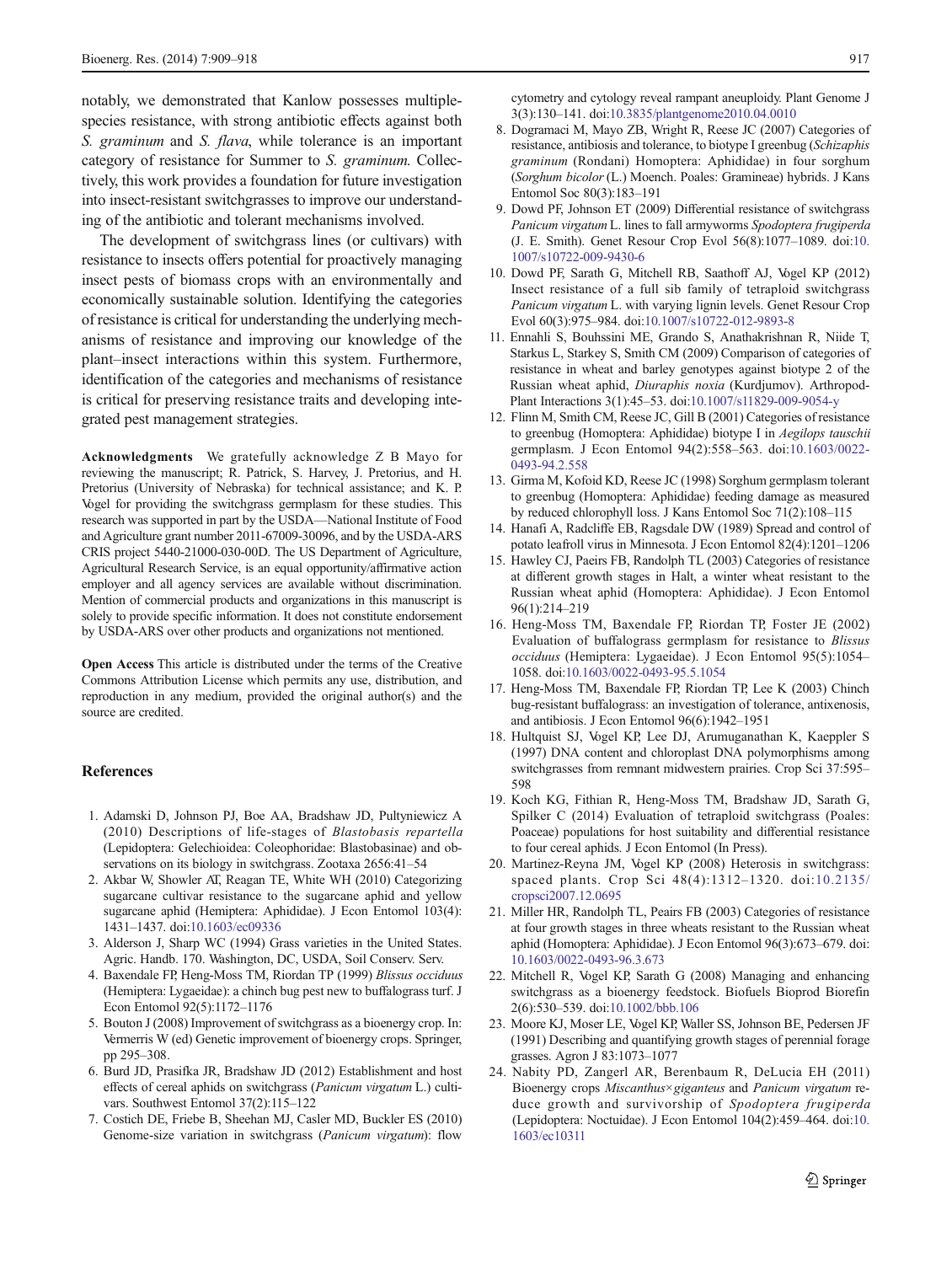notably, we demonstrated that Kanlow possesses multiple-species resistance, with strong antibiotic effects against both *S. graminum* and *S. flava*, while tolerance is an important category of resistance for Summer to *S. graminum*. Collectively, this work provides a foundation for future investigation into insect-resistant switchgrasses to improve our understanding of the antibiotic and tolerant mechanisms involved.

The development of switchgrass lines (or cultivars) with resistance to insects offers potential for proactively managing insect pests of biomass crops with an environmentally and economically sustainable solution. Identifying the categories of resistance is critical for understanding the underlying mechanisms of resistance and improving our knowledge of the plant–insect interactions within this system. Furthermore, identification of the categories and mechanisms of resistance is critical for preserving resistance traits and developing integrated pest management strategies.

**Acknowledgments** We gratefully acknowledge Z B Mayo for reviewing the manuscript; R. Patrick, S. Harvey, J. Pretorius, and H. Pretorius (University of Nebraska) for technical assistance; and K. P. Vogel for providing the switchgrass germplasm for these studies. This research was supported in part by the USDA—National Institute of Food and Agriculture grant number 2011-67009-30096, and by the USDA-ARS CRIS project 5440-21000-030-00D. The US Department of Agriculture, Agricultural Research Service, is an equal opportunity/affirmative action employer and all agency services are available without discrimination. Mention of commercial products and organizations in this manuscript is solely to provide specific information. It does not constitute endorsement by USDA-ARS over other products and organizations not mentioned.

**Open Access** This article is distributed under the terms of the Creative Commons Attribution License which permits any use, distribution, and reproduction in any medium, provided the original author(s) and the source are credited.

## References

1. Adamski D, Johnson PJ, Boe AA, Bradshaw JD, Pultyniewicz A (2010) Descriptions of life-stages of *Blastobasis repartella* (Lepidoptera: Gelechioidea: Coleophoridae: Blastobasinae) and observations on its biology in switchgrass. Zootaxa 2656:41–54
2. Akbar W, Showler AT, Reagan TE, White WH (2010) Categorizing sugarcane cultivar resistance to the sugarcane aphid and yellow sugarcane aphid (Hemiptera: Aphididae). J Econ Entomol 103(4): 1431–1437. doi:10.1603/ec09336
3. Alderson J, Sharp WC (1994) Grass varieties in the United States. Agric. Handb. 170. Washington, DC, USDA, Soil Conserv. Serv.
4. Baxendale FP, Heng-Moss TM, Riordan TP (1999) *Blissus occiduus* (Hemiptera: Lygaeidae): a chinch bug pest new to buffalograss turf. J Econ Entomol 92(5):1172–1176
5. Bouton J (2008) Improvement of switchgrass as a bioenergy crop. In: Vermerris W (ed) Genetic improvement of bioenergy crops. Springer, pp 295–308.
6. Burd JD, Prasifka JR, Bradshaw JD (2012) Establishment and host effects of cereal aphids on switchgrass (*Panicum virgatum* L.) cultivars. Southwest Entomol 37(2):115–122
7. Costich DE, Friebe B, Sheehan MJ, Casler MD, Buckler ES (2010) Genome-size variation in switchgrass (*Panicum virgatum*): flow cytometry and cytology reveal rampant aneuploidy. Plant Genome J 3(3):130–141. doi:10.3835/plantgenome2010.04.0010
8. Dogramaci M, Mayo ZB, Wright R, Reese JC (2007) Categories of resistance, antibiosis and tolerance, to biotype I greenbug (*Schizaphis graminum* (Rondani) Homoptera: Aphididae) in four sorghum (*Sorghum bicolor* (L.) Moench. Poales: Gramineae) hybrids. J Kans Entomol Soc 80(3):183–191
9. Dowd PF, Johnson ET (2009) Differential resistance of switchgrass *Panicum virgatum* L. lines to fall armyworms *Spodoptera frugiperda* (J. E. Smith). Genet Resour Crop Evol 56(8):1077–1089. doi:10.1007/s10722-009-9430-6
10. Dowd PF, Sarath G, Mitchell RB, Saathoff AJ, Vogel KP (2012) Insect resistance of a full sib family of tetraploid switchgrass *Panicum virgatum* L. with varying lignin levels. Genet Resour Crop Evol 60(3):975–984. doi:10.1007/s10722-012-9893-8
11. Ennahli S, Bouhssini ME, Grando S, Anathakrishnan R, Niide T, Starkus L, Starkey S, Smith CM (2009) Comparison of categories of resistance in wheat and barley genotypes against biotype 2 of the Russian wheat aphid, *Diuraphis noxia* (Kurdjumov). Arthropod-Plant Interactions 3(1):45–53. doi:10.1007/s11829-009-9054-y
12. Flinn M, Smith CM, Reese JC, Gill B (2001) Categories of resistance to greenbug (Homoptera: Aphididae) biotype I in *Aegilops tauschii* germplasm. J Econ Entomol 94(2):558–563. doi:10.1603/0022-0493-94.2.558
13. Girma M, Kofoid KD, Reese JC (1998) Sorghum germplasm tolerant to greenbug (Homoptera: Aphididae) feeding damage as measured by reduced chlorophyll loss. J Kans Entomol Soc 71(2):108–115
14. Hanafi A, Radcliffe EB, Ragsdale DW (1989) Spread and control of potato leafroll virus in Minnesota. J Econ Entomol 82(4):1201–1206
15. Hawley CJ, Paeirs FB, Randolph TL (2003) Categories of resistance at different growth stages in Halt, a winter wheat resistant to the Russian wheat aphid (Homoptera: Aphididae). J Econ Entomol 96(1):214–219
16. Heng-Moss TM, Baxendale FP, Riordan TP, Foster JE (2002) Evaluation of buffalograss germplasm for resistance to *Blissus occiduus* (Hemiptera: Lygaeidae). J Econ Entomol 95(5):1054–1058. doi:10.1603/0022-0493-95.5.1054
17. Heng-Moss TM, Baxendale FP, Riordan TP, Lee K (2003) Chinch bug-resistant buffalograss: an investigation of tolerance, antixenosis, and antibiosis. J Econ Entomol 96(6):1942–1951
18. Hultquist SJ, Vogel KP, Lee DJ, Arumuganathan K, Kaeppler S (1997) DNA content and chloroplast DNA polymorphisms among switchgrasses from remnant midwestern prairies. Crop Sci 37:595–598
19. Koch KG, Fithian R, Heng-Moss TM, Bradshaw JD, Sarath G, Spilker C (2014) Evaluation of tetraploid switchgrass (Poales: Poaceae) populations for host suitability and differential resistance to four cereal aphids. J Econ Entomol (In Press).
20. Martinez-Reyna JM, Vogel KP (2008) Heterosis in switchgrass: spaced plants. Crop Sci 48(4):1312–1320. doi:10.2135/cropsci2007.12.0695
21. Miller HR, Randolph TL, Peairs FB (2003) Categories of resistance at four growth stages in three wheats resistant to the Russian wheat aphid (Homoptera: Aphididae). J Econ Entomol 96(3):673–679. doi:10.1603/0022-0493-96.3.673
22. Mitchell R, Vogel KP, Sarath G (2008) Managing and enhancing switchgrass as a bioenergy feedstock. Biofuels Bioprod Biorefin 2(6):530–539. doi:10.1002/bbb.106
23. Moore KJ, Moser LE, Vogel KP, Waller SS, Johnson BE, Pedersen JF (1991) Describing and quantifying growth stages of perennial forage grasses. Agron J 83:1073–1077
24. Nabity PD, Zangerl AR, Berenbaum R, DeLucia EH (2011) Bioenergy crops *Miscanthus×giganteus* and *Panicum virgatum* reduce growth and survivorship of *Spodoptera frugiperda* (Lepidoptera: Noctuidae). J Econ Entomol 104(2):459–464. doi:10.1603/ec10311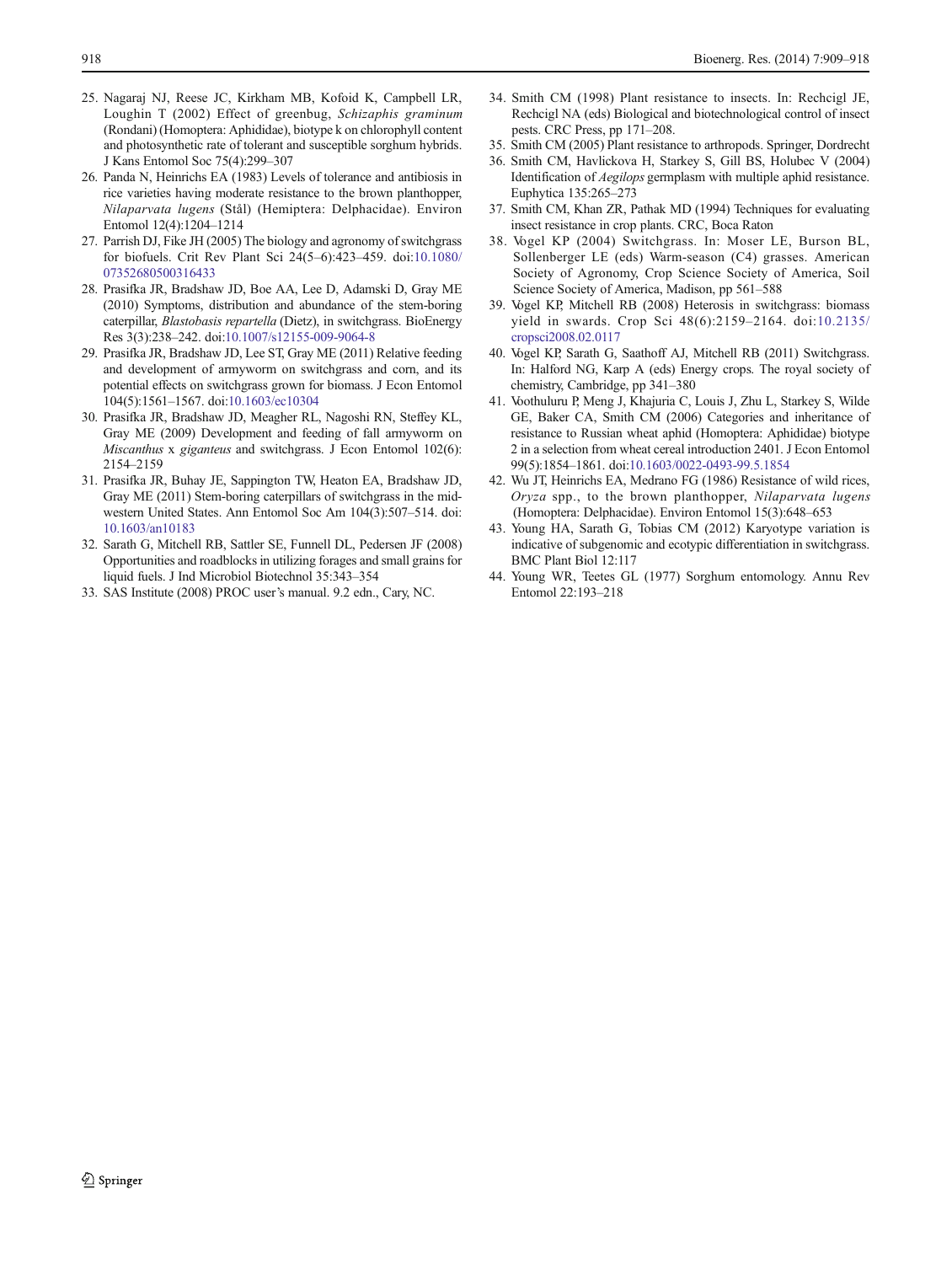25. Nagaraj NJ, Reese JC, Kirkham MB, Kofoid K, Campbell LR, Loughin T (2002) Effect of greenbug, *Schizaphis graminum* (Rondani) (Homoptera: Aphididae), biotype k on chlorophyll content and photosynthetic rate of tolerant and susceptible sorghum hybrids. J Kans Entomol Soc 75(4):299–307
26. Panda N, Heinrichs EA (1983) Levels of tolerance and antibiosis in rice varieties having moderate resistance to the brown planthopper, *Nilaparvata lugens* (Stål) (Hemiptera: Delphacidae). Environ Entomol 12(4):1204–1214
27. Parrish DJ, Fike JH (2005) The biology and agronomy of switchgrass for biofuels. Crit Rev Plant Sci 24(5–6):423–459. doi:10.1080/07352680500316433
28. Prasifka JR, Bradshaw JD, Boe AA, Lee D, Adamski D, Gray ME (2010) Symptoms, distribution and abundance of the stem-boring caterpillar, *Blastobasis repartella* (Dietz), in switchgrass. BioEnergy Res 3(3):238–242. doi:10.1007/s12155-009-9064-8
29. Prasifka JR, Bradshaw JD, Lee ST, Gray ME (2011) Relative feeding and development of armyworm on switchgrass and corn, and its potential effects on switchgrass grown for biomass. J Econ Entomol 104(5):1561–1567. doi:10.1603/ec10304
30. Prasifka JR, Bradshaw JD, Meagher RL, Nagoshi RN, Steffey KL, Gray ME (2009) Development and feeding of fall armyworm on *Miscanthus* x *giganteus* and switchgrass. J Econ Entomol 102(6): 2154–2159
31. Prasifka JR, Buhay JE, Sappington TW, Heaton EA, Bradshaw JD, Gray ME (2011) Stem-boring caterpillars of switchgrass in the midwestern United States. Ann Entomol Soc Am 104(3):507–514. doi:10.1603/an10183
32. Sarath G, Mitchell RB, Sattler SE, Funnell DL, Pedersen JF (2008) Opportunities and roadblocks in utilizing forages and small grains for liquid fuels. J Ind Microbiol Biotechnol 35:343–354
33. SAS Institute (2008) PROC user's manual. 9.2 edn., Cary, NC.
34. Smith CM (1998) Plant resistance to insects. In: Rechcigl JE, Rechcigl NA (eds) Biological and biotechnological control of insect pests. CRC Press, pp 171–208.
35. Smith CM (2005) Plant resistance to arthropods. Springer, Dordrecht
36. Smith CM, Havlickova H, Starkey S, Gill BS, Holubec V (2004) Identification of *Aegilops* germplasm with multiple aphid resistance. Euphytica 135:265–273
37. Smith CM, Khan ZR, Pathak MD (1994) Techniques for evaluating insect resistance in crop plants. CRC, Boca Raton
38. Vogel KP (2004) Switchgrass. In: Moser LE, Burson BL, Sollenberger LE (eds) Warm-season (C4) grasses. American Society of Agronomy, Crop Science Society of America, Soil Science Society of America, Madison, pp 561–588
39. Vogel KP, Mitchell RB (2008) Heterosis in switchgrass: biomass yield in swards. Crop Sci 48(6):2159–2164. doi:10.2135/cropsci2008.02.0117
40. Vogel KP, Sarath G, Saathoff AJ, Mitchell RB (2011) Switchgrass. In: Halford NG, Karp A (eds) Energy crops. The royal society of chemistry, Cambridge, pp 341–380
41. Voothuluru P, Meng J, Khajuria C, Louis J, Zhu L, Starkey S, Wilde GE, Baker CA, Smith CM (2006) Categories and inheritance of resistance to Russian wheat aphid (Homoptera: Aphididae) biotype 2 in a selection from wheat cereal introduction 2401. J Econ Entomol 99(5):1854–1861. doi:10.1603/0022-0493-99.5.1854
42. Wu JT, Heinrichs EA, Medrano FG (1986) Resistance of wild rices, *Oryza* spp., to the brown planthopper, *Nilaparvata lugens* (Homoptera: Delphacidae). Environ Entomol 15(3):648–653
43. Young HA, Sarath G, Tobias CM (2012) Karyotype variation is indicative of subgenomic and ecotypic differentiation in switchgrass. BMC Plant Biol 12:117
44. Young WR, Teetes GL (1977) Sorghum entomology. Annu Rev Entomol 22:193–218